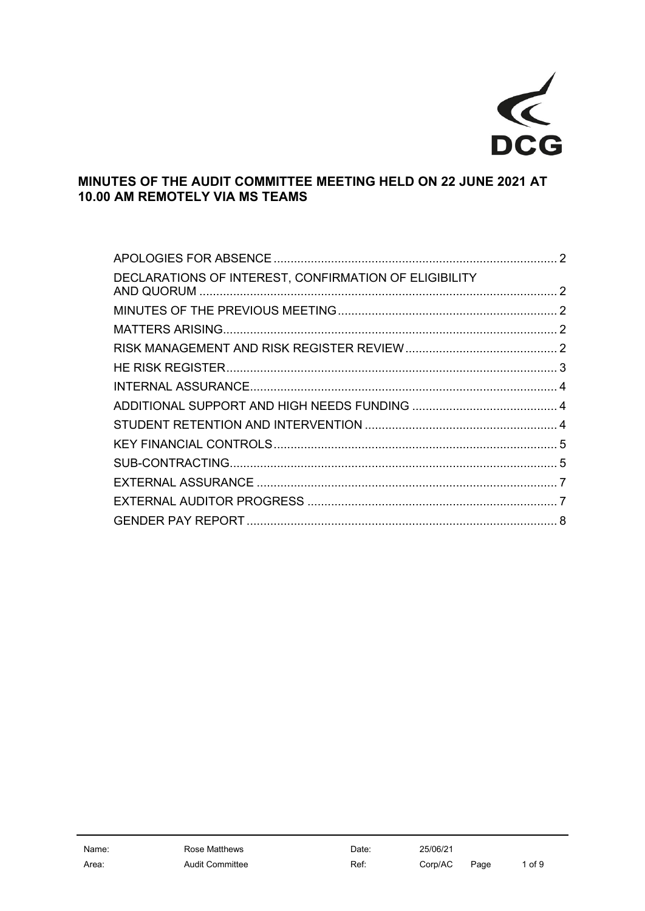# MINUTES OF THE AUDIT COMMITTEE MEETING HELD ON 22 JUNE 2021 AT 10.00 AM REMOTELY VIA MS TEAMS

| | |
|---|---|
| APOLOGIES FOR ABSENCE | 2 |
| DECLARATIONS OF INTEREST, CONFIRMATION OF ELIGIBILITY AND QUORUM | 2 |
| MINUTES OF THE PREVIOUS MEETING | 2 |
| MATTERS ARISING | 2 |
| RISK MANAGEMENT AND RISK REGISTER REVIEW | 2 |
| HE RISK REGISTER | 3 |
| INTERNAL ASSURANCE | 4 |
| ADDITIONAL SUPPORT AND HIGH NEEDS FUNDING | 4 |
| STUDENT RETENTION AND INTERVENTION | 4 |
| KEY FINANCIAL CONTROLS | 5 |
| SUB-CONTRACTING | 5 |
| EXTERNAL ASSURANCE | 7 |
| EXTERNAL AUDITOR PROGRESS | 7 |
| GENDER PAY REPORT | 8 |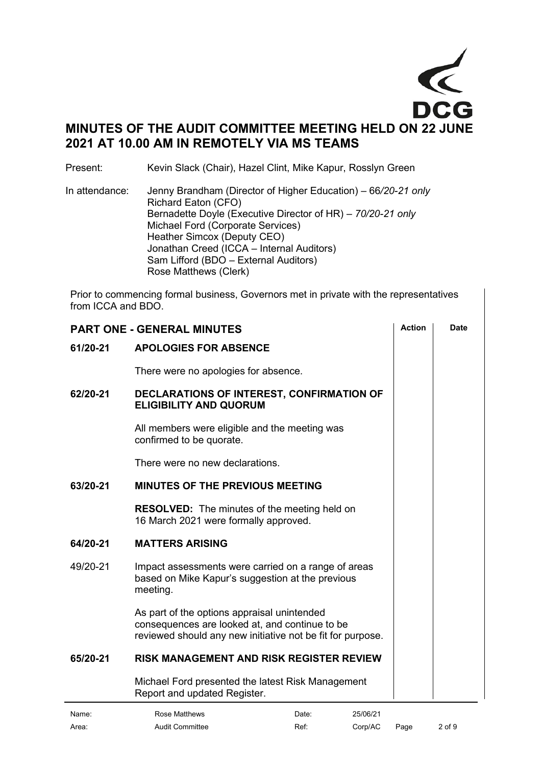# MINUTES OF THE AUDIT COMMITTEE MEETING HELD ON 22 JUNE 2021 AT 10.00 AM IN REMOTELY VIA MS TEAMS

Present: Kevin Slack (Chair), Hazel Clint, Mike Kapur, Rosslyn Green

In attendance: Jenny Brandham (Director of Higher Education) – 66*/20-21 only*
Richard Eaton (CFO)
Bernadette Doyle (Executive Director of HR) – *70/20-21 only*
Michael Ford (Corporate Services)
Heather Simcox (Deputy CEO)
Jonathan Creed (ICCA – Internal Auditors)
Sam Lifford (BDO – External Auditors)
Rose Matthews (Clerk)

Prior to commencing formal business, Governors met in private with the representatives from ICCA and BDO.

| PART ONE - GENERAL MINUTES | | Action | Date |
|---|---|---|---|
| **61/20-21** | **APOLOGIES FOR ABSENCE** | | |
| | There were no apologies for absence. | | |
| **62/20-21** | **DECLARATIONS OF INTEREST, CONFIRMATION OF ELIGIBILITY AND QUORUM** | | |
| | All members were eligible and the meeting was confirmed to be quorate. | | |
| | There were no new declarations. | | |
| **63/20-21** | **MINUTES OF THE PREVIOUS MEETING** | | |
| | **RESOLVED:** The minutes of the meeting held on 16 March 2021 were formally approved. | | |
| **64/20-21** | **MATTERS ARISING** | | |
| 49/20-21 | Impact assessments were carried on a range of areas based on Mike Kapur's suggestion at the previous meeting. | | |
| | As part of the options appraisal unintended consequences are looked at, and continue to be reviewed should any new initiative not be fit for purpose. | | |
| **65/20-21** | **RISK MANAGEMENT AND RISK REGISTER REVIEW** | | |
| | Michael Ford presented the latest Risk Management Report and updated Register. | | |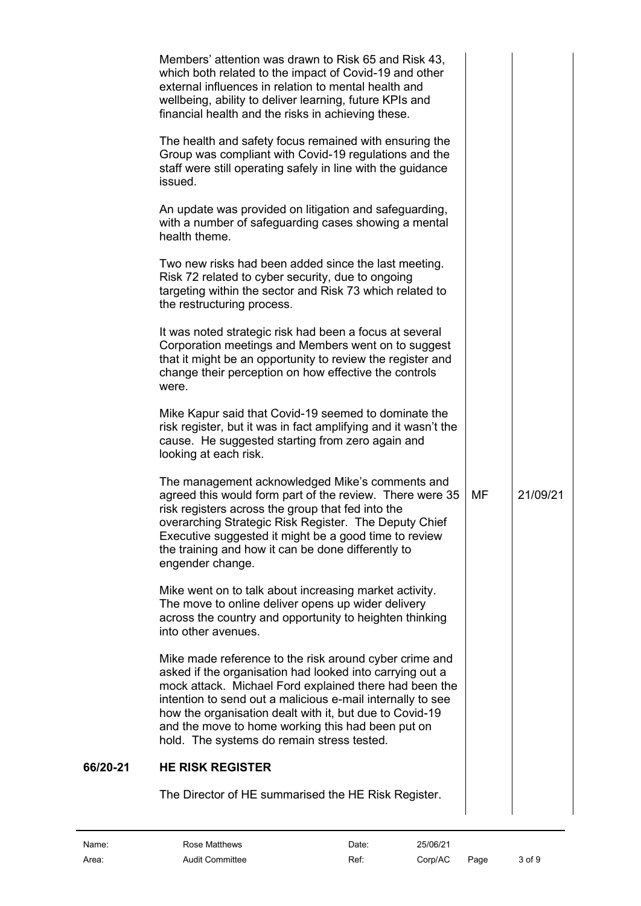Members' attention was drawn to Risk 65 and Risk 43, which both related to the impact of Covid-19 and other external influences in relation to mental health and wellbeing, ability to deliver learning, future KPIs and financial health and the risks in achieving these.

The health and safety focus remained with ensuring the Group was compliant with Covid-19 regulations and the staff were still operating safely in line with the guidance issued.

An update was provided on litigation and safeguarding, with a number of safeguarding cases showing a mental health theme.

Two new risks had been added since the last meeting. Risk 72 related to cyber security, due to ongoing targeting within the sector and Risk 73 which related to the restructuring process.

It was noted strategic risk had been a focus at several Corporation meetings and Members went on to suggest that it might be an opportunity to review the register and change their perception on how effective the controls were.

Mike Kapur said that Covid-19 seemed to dominate the risk register, but it was in fact amplifying and it wasn't the cause. He suggested starting from zero again and looking at each risk.

| | | |
|---|---|---|
| The management acknowledged Mike's comments and agreed this would form part of the review. There were 35 risk registers across the group that fed into the overarching Strategic Risk Register. The Deputy Chief Executive suggested it might be a good time to review the training and how it can be done differently to engender change. | MF | 21/09/21 |

Mike went on to talk about increasing market activity. The move to online deliver opens up wider delivery across the country and opportunity to heighten thinking into other avenues.

Mike made reference to the risk around cyber crime and asked if the organisation had looked into carrying out a mock attack. Michael Ford explained there had been the intention to send out a malicious e-mail internally to see how the organisation dealt with it, but due to Covid-19 and the move to home working this had been put on hold. The systems do remain stress tested.

## 66/20-21 HE RISK REGISTER

The Director of HE summarised the HE Risk Register.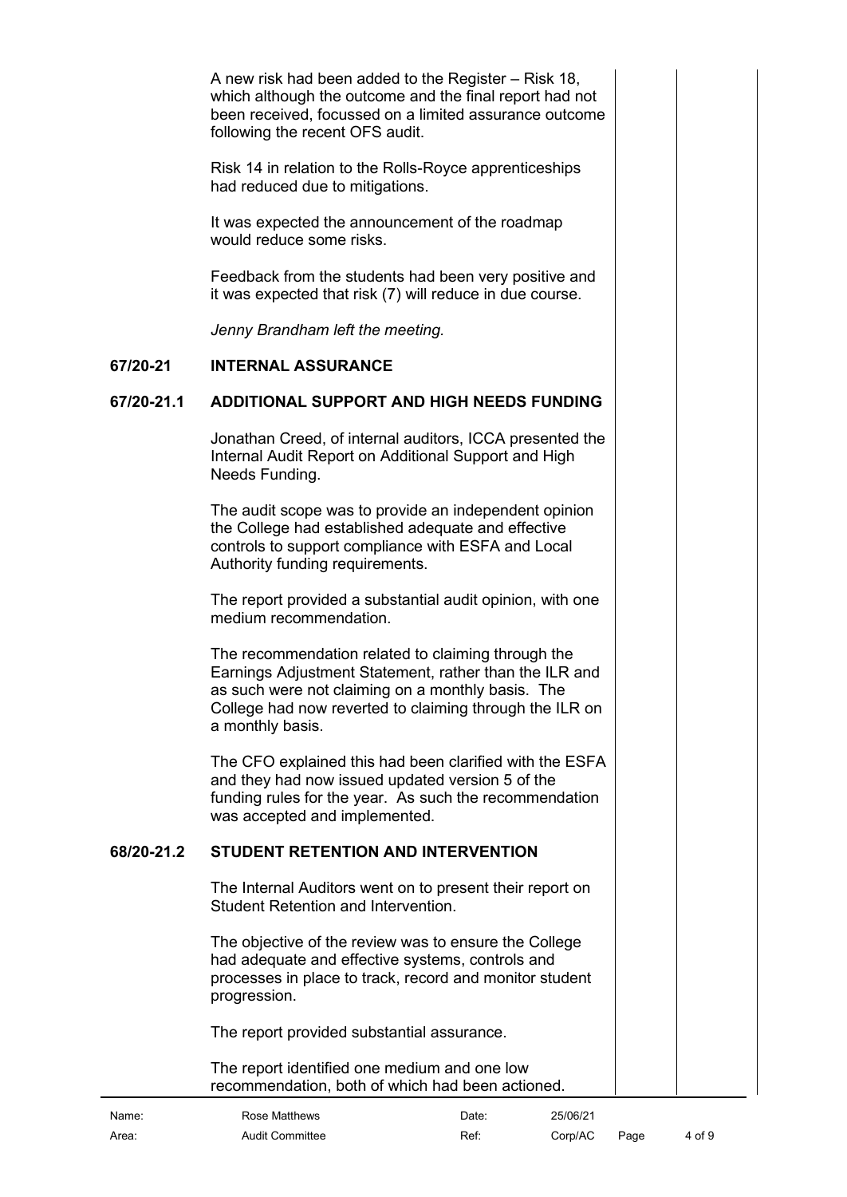A new risk had been added to the Register – Risk 18, which although the outcome and the final report had not been received, focussed on a limited assurance outcome following the recent OFS audit.

Risk 14 in relation to the Rolls-Royce apprenticeships had reduced due to mitigations.

It was expected the announcement of the roadmap would reduce some risks.

Feedback from the students had been very positive and it was expected that risk (7) will reduce in due course.

*Jenny Brandham left the meeting.*

## 67/20-21 INTERNAL ASSURANCE

### 67/20-21.1 ADDITIONAL SUPPORT AND HIGH NEEDS FUNDING

Jonathan Creed, of internal auditors, ICCA presented the Internal Audit Report on Additional Support and High Needs Funding.

The audit scope was to provide an independent opinion the College had established adequate and effective controls to support compliance with ESFA and Local Authority funding requirements.

The report provided a substantial audit opinion, with one medium recommendation.

The recommendation related to claiming through the Earnings Adjustment Statement, rather than the ILR and as such were not claiming on a monthly basis. The College had now reverted to claiming through the ILR on a monthly basis.

The CFO explained this had been clarified with the ESFA and they had now issued updated version 5 of the funding rules for the year. As such the recommendation was accepted and implemented.

### 68/20-21.2 STUDENT RETENTION AND INTERVENTION

The Internal Auditors went on to present their report on Student Retention and Intervention.

The objective of the review was to ensure the College had adequate and effective systems, controls and processes in place to track, record and monitor student progression.

The report provided substantial assurance.

The report identified one medium and one low recommendation, both of which had been actioned.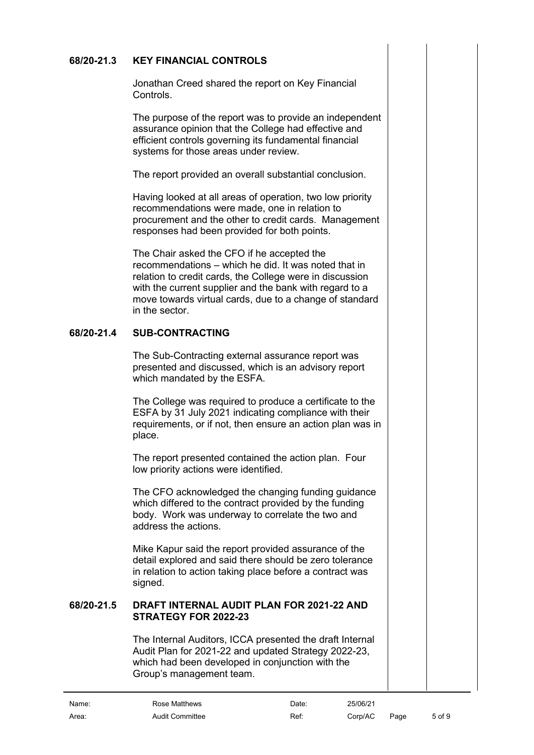## 68/20-21.3 KEY FINANCIAL CONTROLS

Jonathan Creed shared the report on Key Financial Controls.

The purpose of the report was to provide an independent assurance opinion that the College had effective and efficient controls governing its fundamental financial systems for those areas under review.

The report provided an overall substantial conclusion.

Having looked at all areas of operation, two low priority recommendations were made, one in relation to procurement and the other to credit cards. Management responses had been provided for both points.

The Chair asked the CFO if he accepted the recommendations – which he did. It was noted that in relation to credit cards, the College were in discussion with the current supplier and the bank with regard to a move towards virtual cards, due to a change of standard in the sector.

## 68/20-21.4 SUB-CONTRACTING

The Sub-Contracting external assurance report was presented and discussed, which is an advisory report which mandated by the ESFA.

The College was required to produce a certificate to the ESFA by 31 July 2021 indicating compliance with their requirements, or if not, then ensure an action plan was in place.

The report presented contained the action plan. Four low priority actions were identified.

The CFO acknowledged the changing funding guidance which differed to the contract provided by the funding body. Work was underway to correlate the two and address the actions.

Mike Kapur said the report provided assurance of the detail explored and said there should be zero tolerance in relation to action taking place before a contract was signed.

## 68/20-21.5 DRAFT INTERNAL AUDIT PLAN FOR 2021-22 AND STRATEGY FOR 2022-23

The Internal Auditors, ICCA presented the draft Internal Audit Plan for 2021-22 and updated Strategy 2022-23, which had been developed in conjunction with the Group's management team.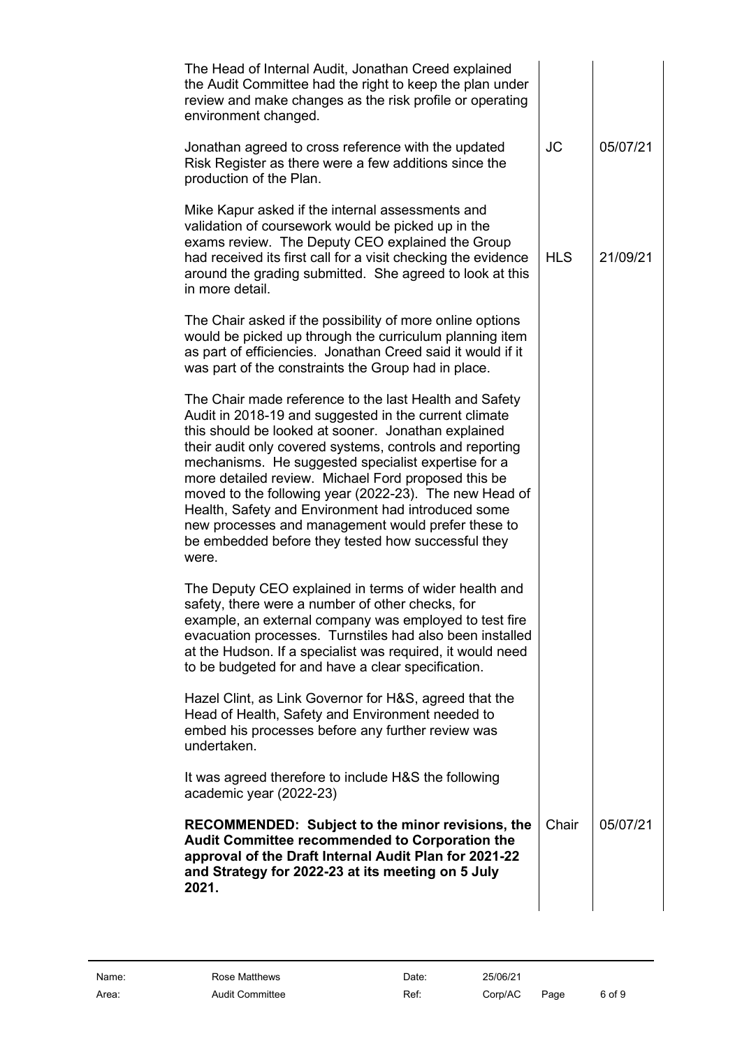| | | |
|---|---|---|
| The Head of Internal Audit, Jonathan Creed explained the Audit Committee had the right to keep the plan under review and make changes as the risk profile or operating environment changed. | | |
| Jonathan agreed to cross reference with the updated Risk Register as there were a few additions since the production of the Plan. | JC | 05/07/21 |
| Mike Kapur asked if the internal assessments and validation of coursework would be picked up in the exams review. The Deputy CEO explained the Group had received its first call for a visit checking the evidence around the grading submitted. She agreed to look at this in more detail. | HLS | 21/09/21 |
| The Chair asked if the possibility of more online options would be picked up through the curriculum planning item as part of efficiencies. Jonathan Creed said it would if it was part of the constraints the Group had in place. | | |
| The Chair made reference to the last Health and Safety Audit in 2018-19 and suggested in the current climate this should be looked at sooner. Jonathan explained their audit only covered systems, controls and reporting mechanisms. He suggested specialist expertise for a more detailed review. Michael Ford proposed this be moved to the following year (2022-23). The new Head of Health, Safety and Environment had introduced some new processes and management would prefer these to be embedded before they tested how successful they were. | | |
| The Deputy CEO explained in terms of wider health and safety, there were a number of other checks, for example, an external company was employed to test fire evacuation processes. Turnstiles had also been installed at the Hudson. If a specialist was required, it would need to be budgeted for and have a clear specification. | | |
| Hazel Clint, as Link Governor for H&S, agreed that the Head of Health, Safety and Environment needed to embed his processes before any further review was undertaken. | | |
| It was agreed therefore to include H&S the following academic year (2022-23) | | |
| **RECOMMENDED: Subject to the minor revisions, the Audit Committee recommended to Corporation the approval of the Draft Internal Audit Plan for 2021-22 and Strategy for 2022-23 at its meeting on 5 July 2021.** | Chair | 05/07/21 |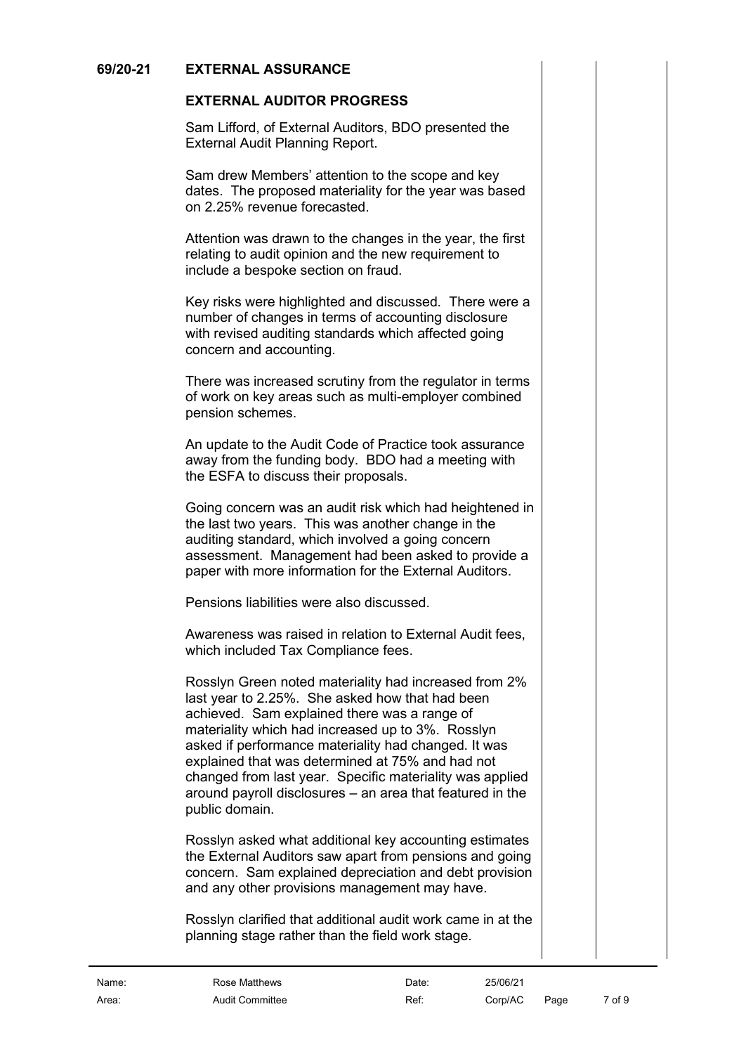## 69/20-21 EXTERNAL ASSURANCE

### EXTERNAL AUDITOR PROGRESS

Sam Lifford, of External Auditors, BDO presented the External Audit Planning Report.

Sam drew Members' attention to the scope and key dates. The proposed materiality for the year was based on 2.25% revenue forecasted.

Attention was drawn to the changes in the year, the first relating to audit opinion and the new requirement to include a bespoke section on fraud.

Key risks were highlighted and discussed. There were a number of changes in terms of accounting disclosure with revised auditing standards which affected going concern and accounting.

There was increased scrutiny from the regulator in terms of work on key areas such as multi-employer combined pension schemes.

An update to the Audit Code of Practice took assurance away from the funding body. BDO had a meeting with the ESFA to discuss their proposals.

Going concern was an audit risk which had heightened in the last two years. This was another change in the auditing standard, which involved a going concern assessment. Management had been asked to provide a paper with more information for the External Auditors.

Pensions liabilities were also discussed.

Awareness was raised in relation to External Audit fees, which included Tax Compliance fees.

Rosslyn Green noted materiality had increased from 2% last year to 2.25%. She asked how that had been achieved. Sam explained there was a range of materiality which had increased up to 3%. Rosslyn asked if performance materiality had changed. It was explained that was determined at 75% and had not changed from last year. Specific materiality was applied around payroll disclosures – an area that featured in the public domain.

Rosslyn asked what additional key accounting estimates the External Auditors saw apart from pensions and going concern. Sam explained depreciation and debt provision and any other provisions management may have.

Rosslyn clarified that additional audit work came in at the planning stage rather than the field work stage.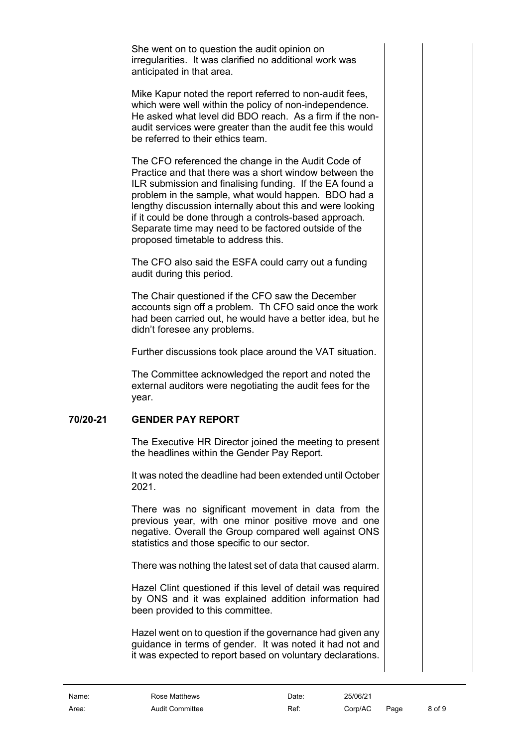She went on to question the audit opinion on irregularities. It was clarified no additional work was anticipated in that area.

Mike Kapur noted the report referred to non-audit fees, which were well within the policy of non-independence. He asked what level did BDO reach. As a firm if the non-audit services were greater than the audit fee this would be referred to their ethics team.

The CFO referenced the change in the Audit Code of Practice and that there was a short window between the ILR submission and finalising funding. If the EA found a problem in the sample, what would happen. BDO had a lengthy discussion internally about this and were looking if it could be done through a controls-based approach. Separate time may need to be factored outside of the proposed timetable to address this.

The CFO also said the ESFA could carry out a funding audit during this period.

The Chair questioned if the CFO saw the December accounts sign off a problem. Th CFO said once the work had been carried out, he would have a better idea, but he didn't foresee any problems.

Further discussions took place around the VAT situation.

The Committee acknowledged the report and noted the external auditors were negotiating the audit fees for the year.

**70/20-21 GENDER PAY REPORT**

The Executive HR Director joined the meeting to present the headlines within the Gender Pay Report.

It was noted the deadline had been extended until October 2021.

There was no significant movement in data from the previous year, with one minor positive move and one negative. Overall the Group compared well against ONS statistics and those specific to our sector.

There was nothing the latest set of data that caused alarm.

Hazel Clint questioned if this level of detail was required by ONS and it was explained addition information had been provided to this committee.

Hazel went on to question if the governance had given any guidance in terms of gender. It was noted it had not and it was expected to report based on voluntary declarations.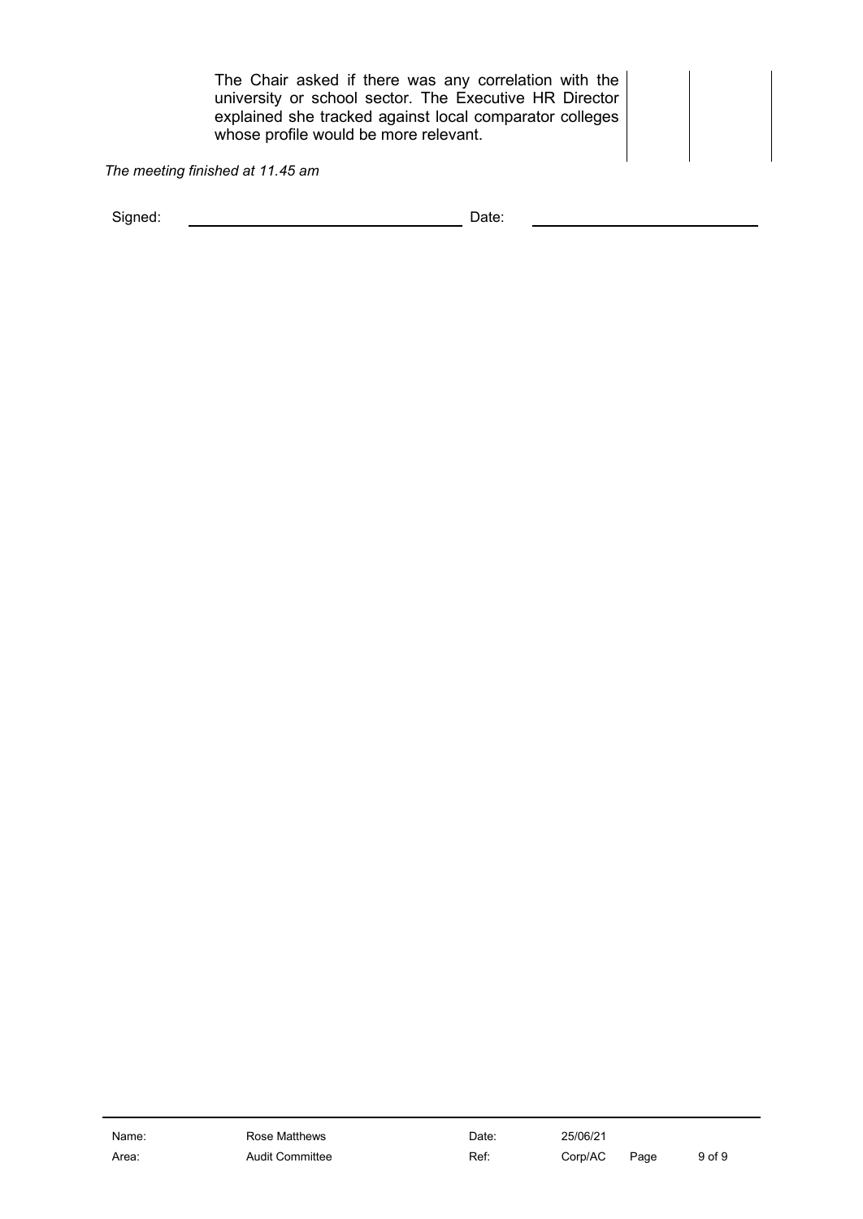The Chair asked if there was any correlation with the university or school sector. The Executive HR Director explained she tracked against local comparator colleges whose profile would be more relevant.

*The meeting finished at 11.45 am*

Signed: \_\_\_\_\_\_\_\_\_\_\_\_\_\_\_\_\_\_\_\_\_\_\_\_\_\_\_\_\_\_ Date: \_\_\_\_\_\_\_\_\_\_\_\_\_\_\_\_\_\_\_\_\_\_\_\_\_\_\_\_\_\_

| | | | |
|---|---|---|---|
| Name: | Rose Matthews | Date: | 25/06/21 |
| Area: | Audit Committee | Ref: | Corp/AC |